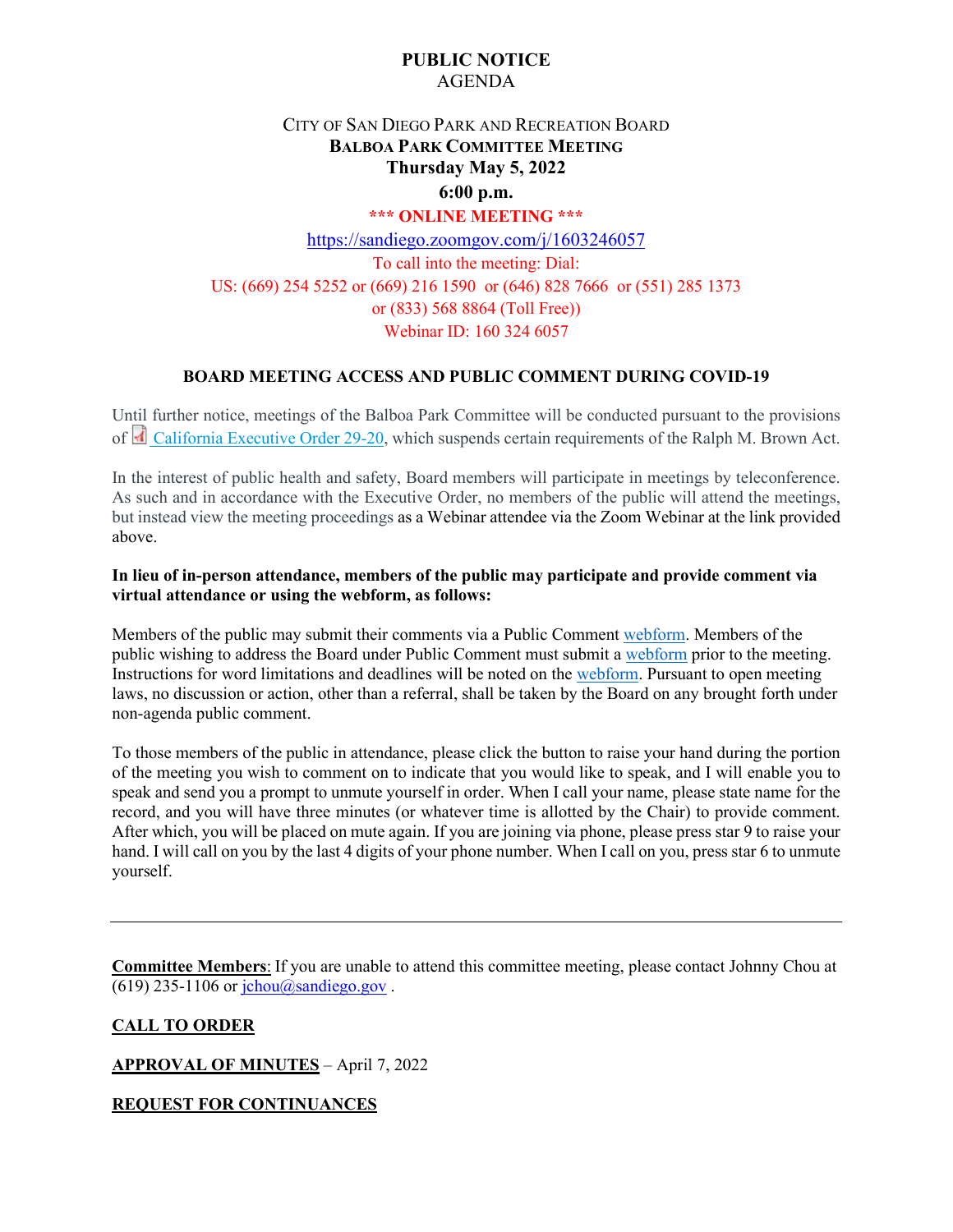# PUBLIC NOTICE
AGENDA

CITY OF SAN DIEGO PARK AND RECREATION BOARD
**BALBOA PARK COMMITTEE MEETING**
**Thursday May 5, 2022**
**6:00 p.m.**

**\*\*\* ONLINE MEETING \*\*\***

https://sandiego.zoomgov.com/j/1603246057

To call into the meeting: Dial:
US: (669) 254 5252 or (669) 216 1590 or (646) 828 7666 or (551) 285 1373
or (833) 568 8864 (Toll Free))
Webinar ID: 160 324 6057

## BOARD MEETING ACCESS AND PUBLIC COMMENT DURING COVID-19

Until further notice, meetings of the Balboa Park Committee will be conducted pursuant to the provisions of California Executive Order 29-20, which suspends certain requirements of the Ralph M. Brown Act.

In the interest of public health and safety, Board members will participate in meetings by teleconference. As such and in accordance with the Executive Order, no members of the public will attend the meetings, but instead view the meeting proceedings as a Webinar attendee via the Zoom Webinar at the link provided above.

**In lieu of in-person attendance, members of the public may participate and provide comment via virtual attendance or using the webform, as follows:**

Members of the public may submit their comments via a Public Comment webform. Members of the public wishing to address the Board under Public Comment must submit a webform prior to the meeting. Instructions for word limitations and deadlines will be noted on the webform. Pursuant to open meeting laws, no discussion or action, other than a referral, shall be taken by the Board on any brought forth under non-agenda public comment.

To those members of the public in attendance, please click the button to raise your hand during the portion of the meeting you wish to comment on to indicate that you would like to speak, and I will enable you to speak and send you a prompt to unmute yourself in order. When I call your name, please state name for the record, and you will have three minutes (or whatever time is allotted by the Chair) to provide comment. After which, you will be placed on mute again. If you are joining via phone, please press star 9 to raise your hand. I will call on you by the last 4 digits of your phone number. When I call on you, press star 6 to unmute yourself.

---

**Committee Members**: If you are unable to attend this committee meeting, please contact Johnny Chou at (619) 235-1106 or jchou@sandiego.gov .

**CALL TO ORDER**

**APPROVAL OF MINUTES** – April 7, 2022

**REQUEST FOR CONTINUANCES**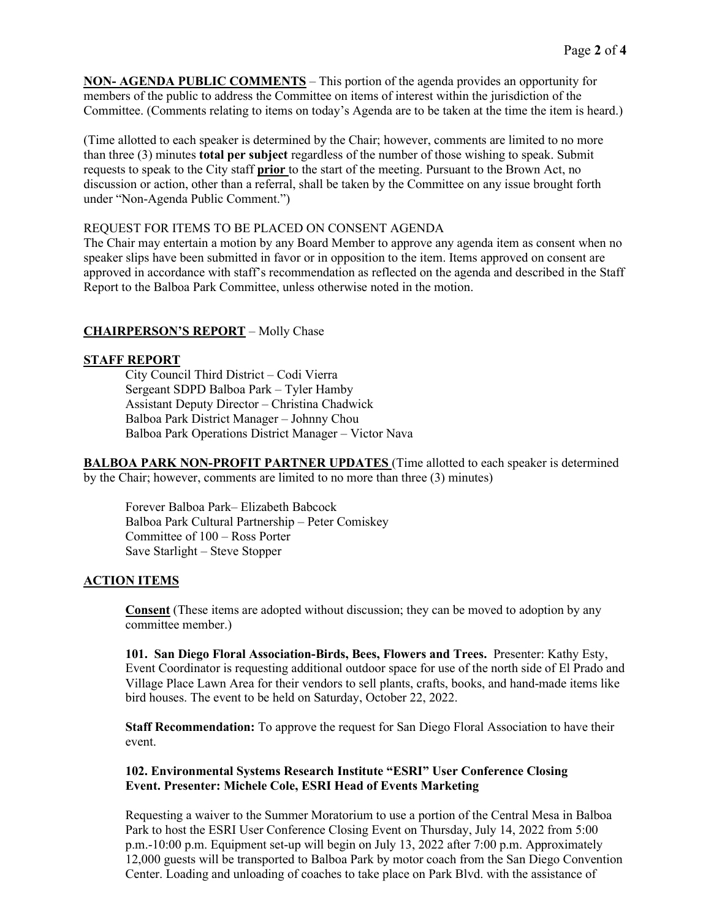**<u>NON- AGENDA PUBLIC COMMENTS</u>** – This portion of the agenda provides an opportunity for members of the public to address the Committee on items of interest within the jurisdiction of the Committee. (Comments relating to items on today's Agenda are to be taken at the time the item is heard.)

(Time allotted to each speaker is determined by the Chair; however, comments are limited to no more than three (3) minutes **total per subject** regardless of the number of those wishing to speak. Submit requests to speak to the City staff **<u>prior</u>** to the start of the meeting. Pursuant to the Brown Act, no discussion or action, other than a referral, shall be taken by the Committee on any issue brought forth under "Non-Agenda Public Comment.")

REQUEST FOR ITEMS TO BE PLACED ON CONSENT AGENDA

The Chair may entertain a motion by any Board Member to approve any agenda item as consent when no speaker slips have been submitted in favor or in opposition to the item. Items approved on consent are approved in accordance with staff's recommendation as reflected on the agenda and described in the Staff Report to the Balboa Park Committee, unless otherwise noted in the motion.

**<u>CHAIRPERSON'S REPORT</u>** – Molly Chase

**<u>STAFF REPORT</u>**

City Council Third District – Codi Vierra
Sergeant SDPD Balboa Park – Tyler Hamby
Assistant Deputy Director – Christina Chadwick
Balboa Park District Manager – Johnny Chou
Balboa Park Operations District Manager – Victor Nava

**<u>BALBOA PARK NON-PROFIT PARTNER UPDATES</u>** (Time allotted to each speaker is determined by the Chair; however, comments are limited to no more than three (3) minutes)

Forever Balboa Park– Elizabeth Babcock
Balboa Park Cultural Partnership – Peter Comiskey
Committee of 100 – Ross Porter
Save Starlight – Steve Stopper

**<u>ACTION ITEMS</u>**

**<u>Consent</u>** (These items are adopted without discussion; they can be moved to adoption by any committee member.)

**101. San Diego Floral Association-Birds, Bees, Flowers and Trees.** Presenter: Kathy Esty, Event Coordinator is requesting additional outdoor space for use of the north side of El Prado and Village Place Lawn Area for their vendors to sell plants, crafts, books, and hand-made items like bird houses. The event to be held on Saturday, October 22, 2022.

**Staff Recommendation:** To approve the request for San Diego Floral Association to have their event.

**102. Environmental Systems Research Institute "ESRI" User Conference Closing Event. Presenter: Michele Cole, ESRI Head of Events Marketing**

Requesting a waiver to the Summer Moratorium to use a portion of the Central Mesa in Balboa Park to host the ESRI User Conference Closing Event on Thursday, July 14, 2022 from 5:00 p.m.-10:00 p.m. Equipment set-up will begin on July 13, 2022 after 7:00 p.m. Approximately 12,000 guests will be transported to Balboa Park by motor coach from the San Diego Convention Center. Loading and unloading of coaches to take place on Park Blvd. with the assistance of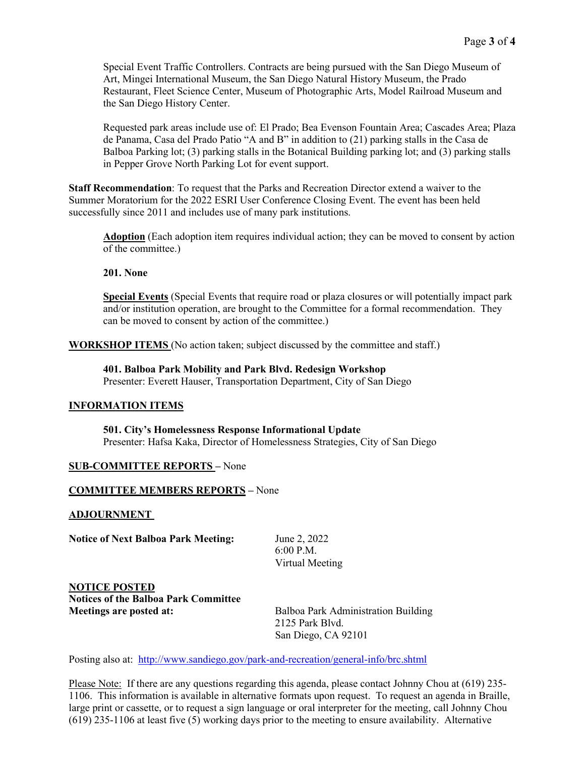Special Event Traffic Controllers. Contracts are being pursued with the San Diego Museum of Art, Mingei International Museum, the San Diego Natural History Museum, the Prado Restaurant, Fleet Science Center, Museum of Photographic Arts, Model Railroad Museum and the San Diego History Center.

Requested park areas include use of: El Prado; Bea Evenson Fountain Area; Cascades Area; Plaza de Panama, Casa del Prado Patio "A and B" in addition to (21) parking stalls in the Casa de Balboa Parking lot; (3) parking stalls in the Botanical Building parking lot; and (3) parking stalls in Pepper Grove North Parking Lot for event support.

**Staff Recommendation**: To request that the Parks and Recreation Director extend a waiver to the Summer Moratorium for the 2022 ESRI User Conference Closing Event. The event has been held successfully since 2011 and includes use of many park institutions.

**Adoption** (Each adoption item requires individual action; they can be moved to consent by action of the committee.)

**201. None**

**Special Events** (Special Events that require road or plaza closures or will potentially impact park and/or institution operation, are brought to the Committee for a formal recommendation. They can be moved to consent by action of the committee.)

**WORKSHOP ITEMS** (No action taken; subject discussed by the committee and staff.)

**401. Balboa Park Mobility and Park Blvd. Redesign Workshop**
Presenter: Everett Hauser, Transportation Department, City of San Diego

**INFORMATION ITEMS**

**501. City's Homelessness Response Informational Update**
Presenter: Hafsa Kaka, Director of Homelessness Strategies, City of San Diego

**SUB-COMMITTEE REPORTS** – None

**COMMITTEE MEMBERS REPORTS** – None

**ADJOURNMENT**

**Notice of Next Balboa Park Meeting:** June 2, 2022
6:00 P.M.
Virtual Meeting

**NOTICE POSTED**
**Notices of the Balboa Park Committee Meetings are posted at:**
Balboa Park Administration Building
2125 Park Blvd.
San Diego, CA 92101

Posting also at: http://www.sandiego.gov/park-and-recreation/general-info/brc.shtml

Please Note: If there are any questions regarding this agenda, please contact Johnny Chou at (619) 235-1106. This information is available in alternative formats upon request. To request an agenda in Braille, large print or cassette, or to request a sign language or oral interpreter for the meeting, call Johnny Chou (619) 235-1106 at least five (5) working days prior to the meeting to ensure availability. Alternative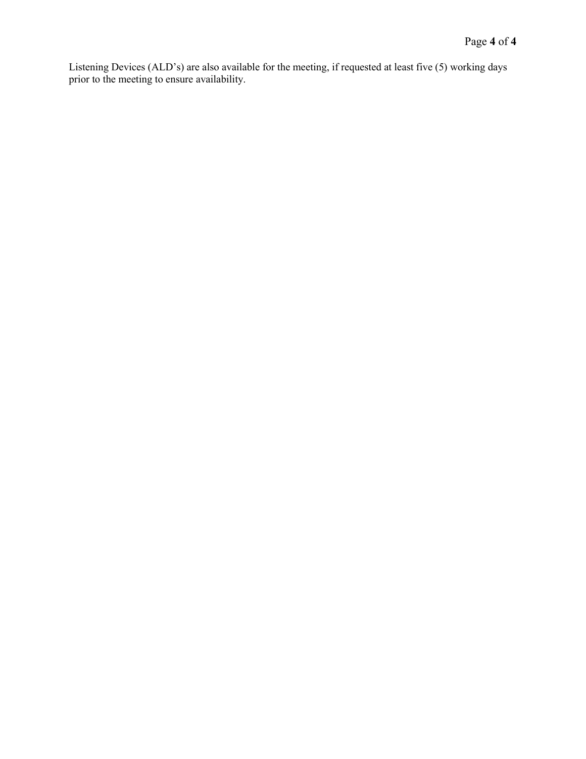Listening Devices (ALD's) are also available for the meeting, if requested at least five (5) working days prior to the meeting to ensure availability.